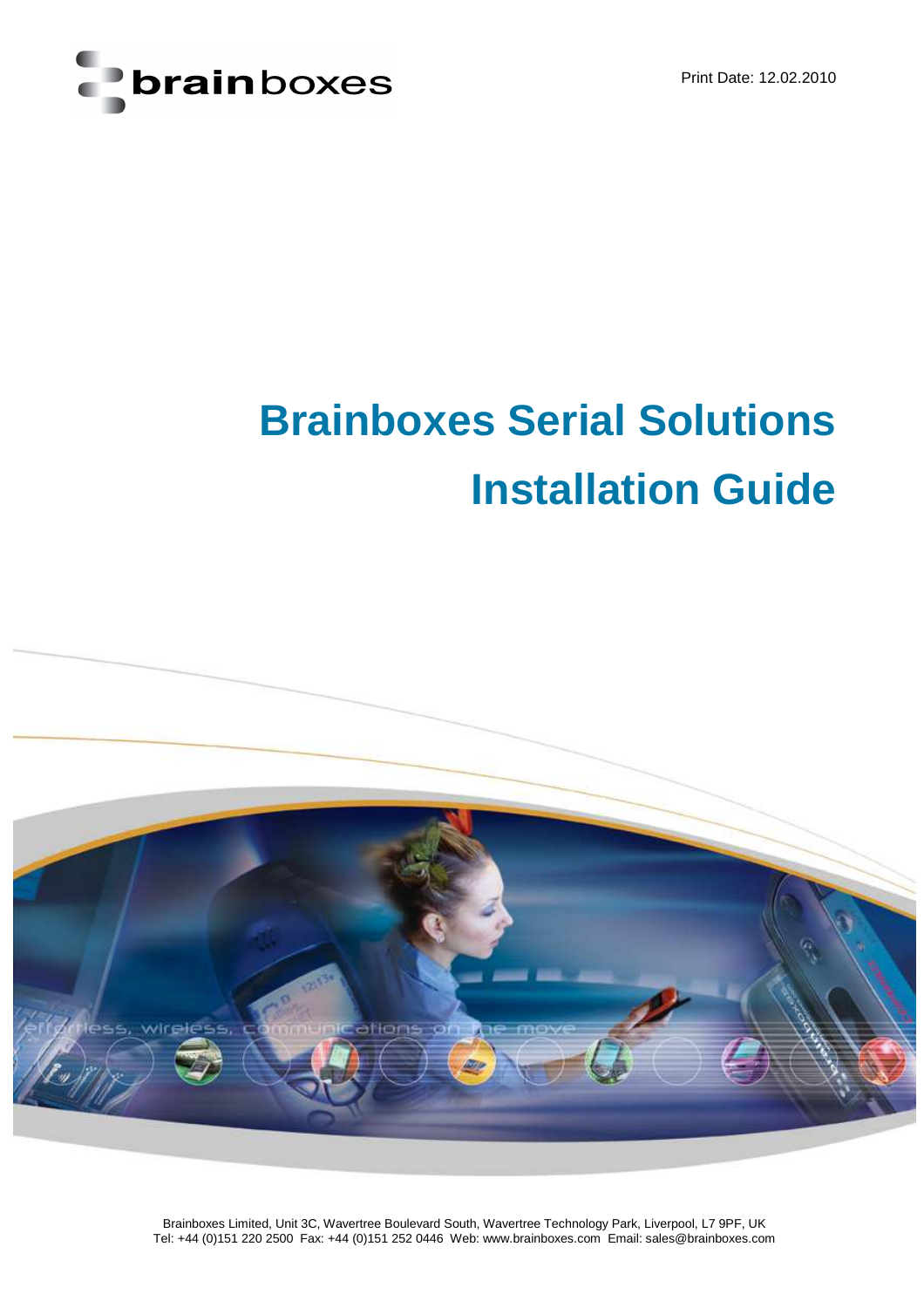Print Date: 12.02.2010

# Brainboxes Serial Solutions Installation Guide

Brainboxes Limited, Unit 3C, Wavertree Boulevard South, Wavertree Technology Park, Liverpool, L7 9PF, UK
Tel: +44 (0)151 220 2500 Fax: +44 (0)151 252 0446 Web: www.brainboxes.com Email: sales@brainboxes.com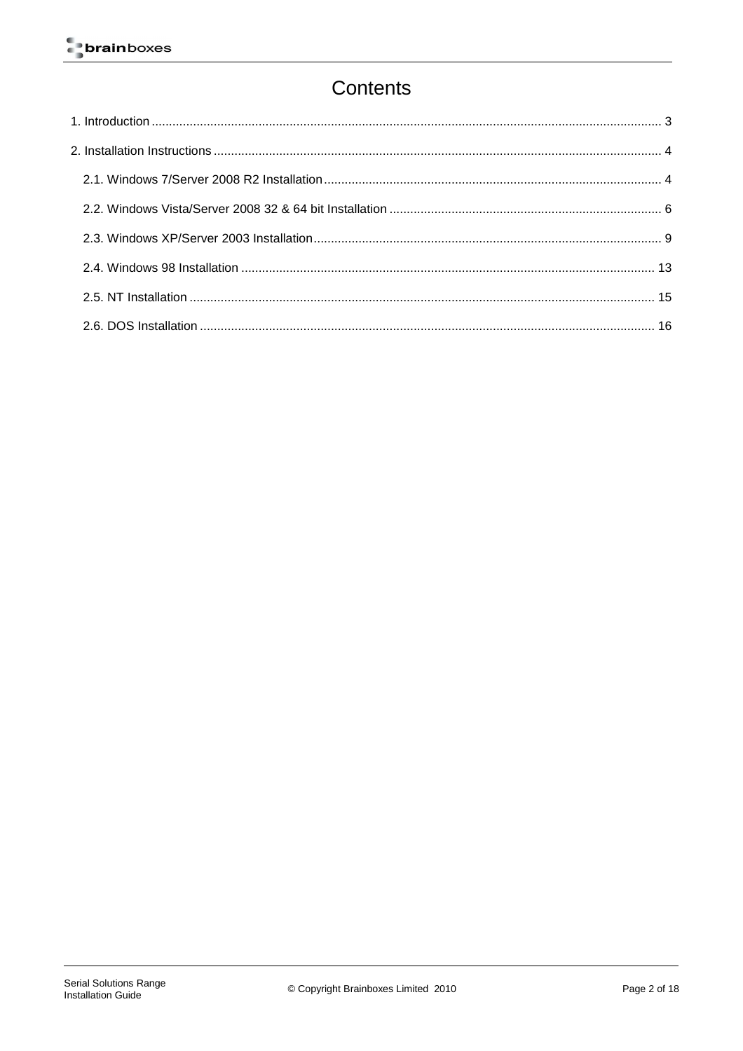# Contents

1. Introduction .................................................................................................................................... 3

2. Installation Instructions ................................................................................................................... 4

   2.1. Windows 7/Server 2008 R2 Installation .................................................................................. 4

   2.2. Windows Vista/Server 2008 32 & 64 bit Installation ............................................................... 6

   2.3. Windows XP/Server 2003 Installation ..................................................................................... 9

   2.4. Windows 98 Installation ........................................................................................................ 13

   2.5. NT Installation ....................................................................................................................... 15

   2.6. DOS Installation .................................................................................................................... 16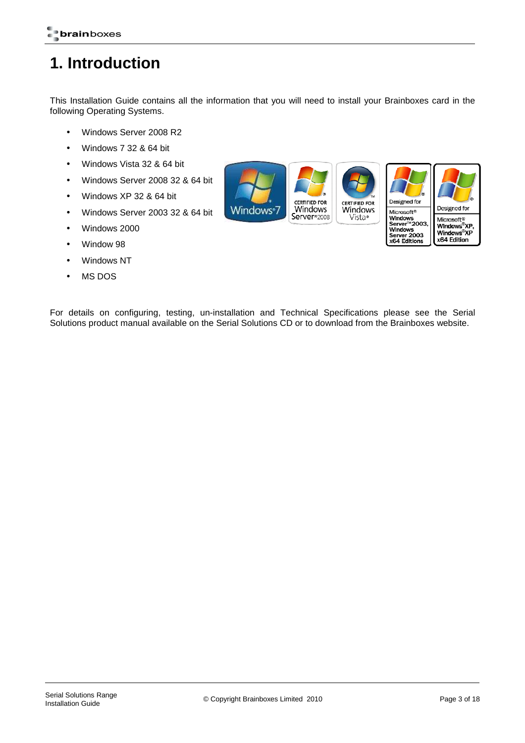# 1. Introduction

This Installation Guide contains all the information that you will need to install your Brainboxes card in the following Operating Systems.

- Windows Server 2008 R2
- Windows 7 32 & 64 bit
- Windows Vista 32 & 64 bit
- Windows Server 2008 32 & 64 bit
- Windows XP 32 & 64 bit
- Windows Server 2003 32 & 64 bit
- Windows 2000
- Window 98
- Windows NT
- MS DOS

For details on configuring, testing, un-installation and Technical Specifications please see the Serial Solutions product manual available on the Serial Solutions CD or to download from the Brainboxes website.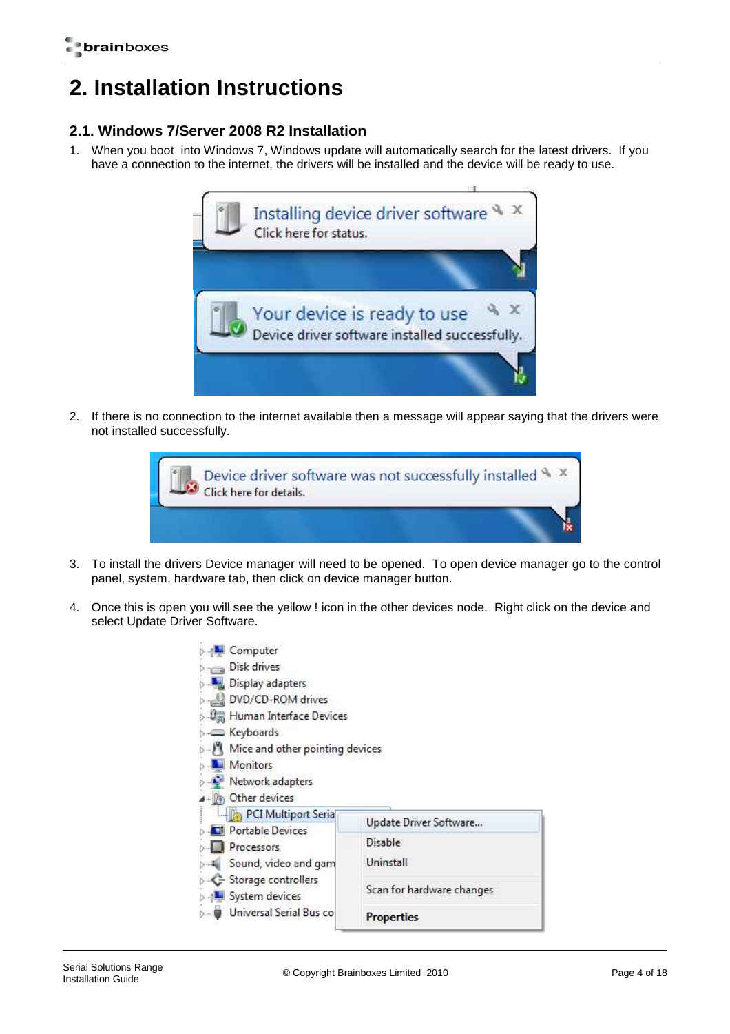# 2. Installation Instructions

## 2.1. Windows 7/Server 2008 R2 Installation

1. When you boot into Windows 7, Windows update will automatically search for the latest drivers. If you have a connection to the internet, the drivers will be installed and the device will be ready to use.

2. If there is no connection to the internet available then a message will appear saying that the drivers were not installed successfully.

3. To install the drivers Device manager will need to be opened. To open device manager go to the control panel, system, hardware tab, then click on device manager button.

4. Once this is open you will see the yellow ! icon in the other devices node. Right click on the device and select Update Driver Software.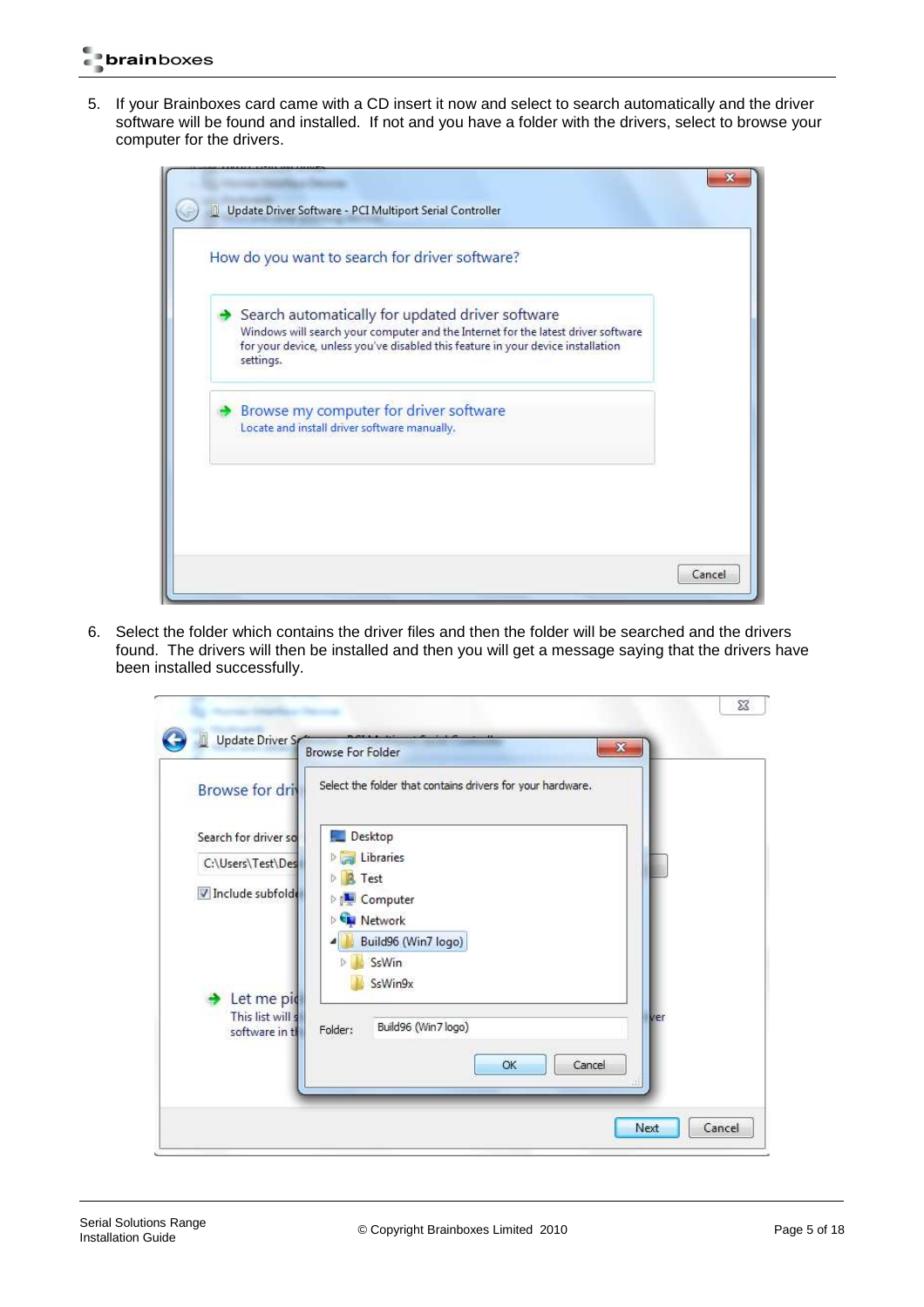5. If your Brainboxes card came with a CD insert it now and select to search automatically and the driver software will be found and installed. If not and you have a folder with the drivers, select to browse your computer for the drivers.

6. Select the folder which contains the driver files and then the folder will be searched and the drivers found. The drivers will then be installed and then you will get a message saying that the drivers have been installed successfully.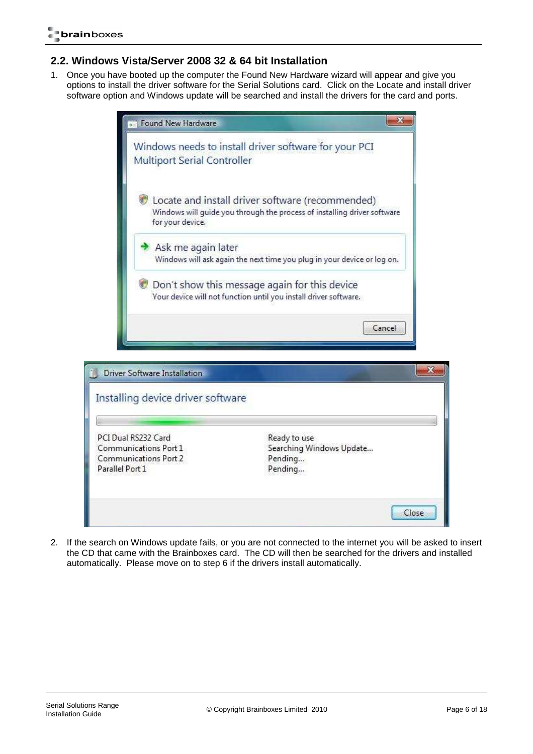## 2.2. Windows Vista/Server 2008 32 & 64 bit Installation

1. Once you have booted up the computer the Found New Hardware wizard will appear and give you options to install the driver software for the Serial Solutions card. Click on the Locate and install driver software option and Windows update will be searched and install the drivers for the card and ports.

2. If the search on Windows update fails, or you are not connected to the internet you will be asked to insert the CD that came with the Brainboxes card. The CD will then be searched for the drivers and installed automatically. Please move on to step 6 if the drivers install automatically.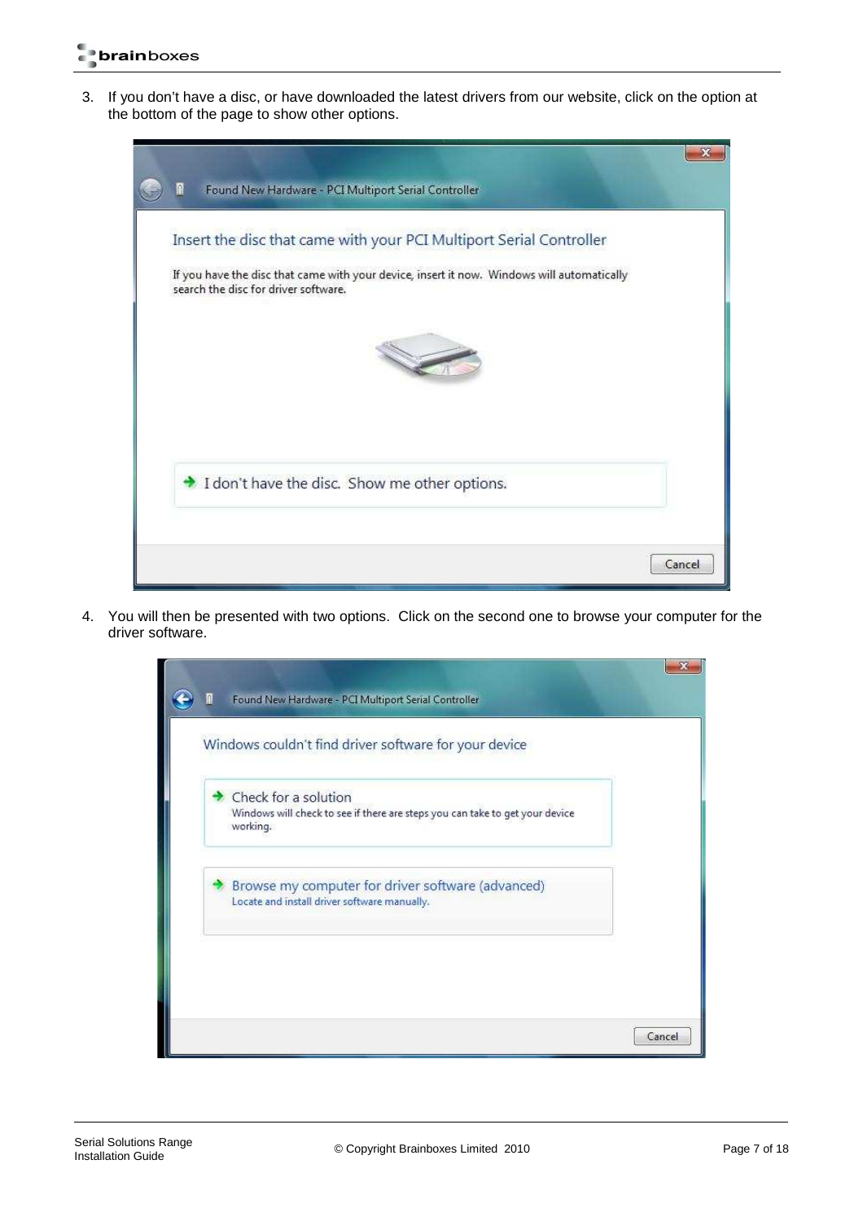3. If you don't have a disc, or have downloaded the latest drivers from our website, click on the option at the bottom of the page to show other options.

Found New Hardware - PCI Multiport Serial Controller

Insert the disc that came with your PCI Multiport Serial Controller

If you have the disc that came with your device, insert it now. Windows will automatically search the disc for driver software.

I don't have the disc. Show me other options.

Cancel

4. You will then be presented with two options. Click on the second one to browse your computer for the driver software.

Found New Hardware - PCI Multiport Serial Controller

Windows couldn't find driver software for your device

Check for a solution
Windows will check to see if there are steps you can take to get your device working.

Browse my computer for driver software (advanced)
Locate and install driver software manually.

Cancel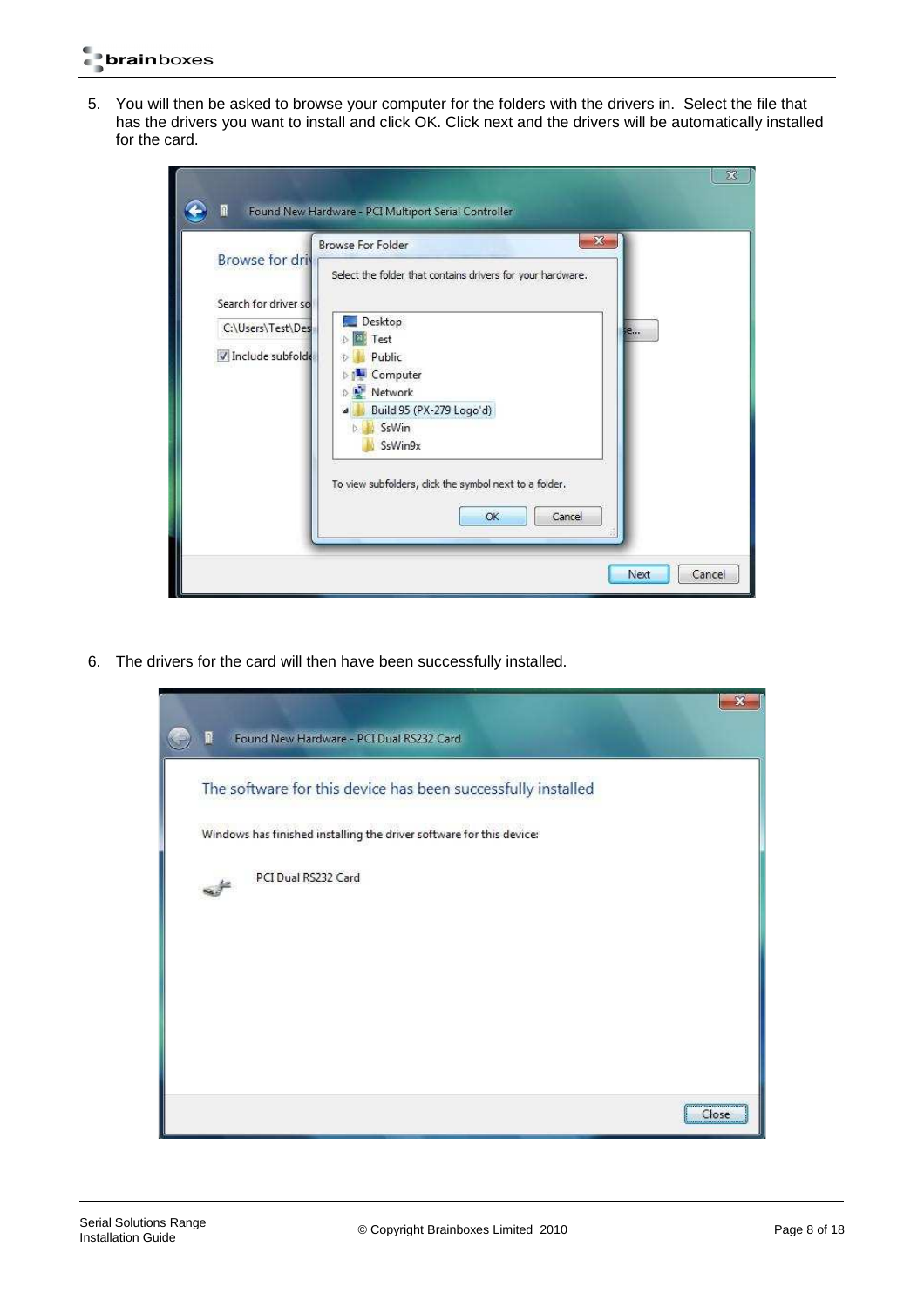5. You will then be asked to browse your computer for the folders with the drivers in. Select the file that has the drivers you want to install and click OK. Click next and the drivers will be automatically installed for the card.

6. The drivers for the card will then have been successfully installed.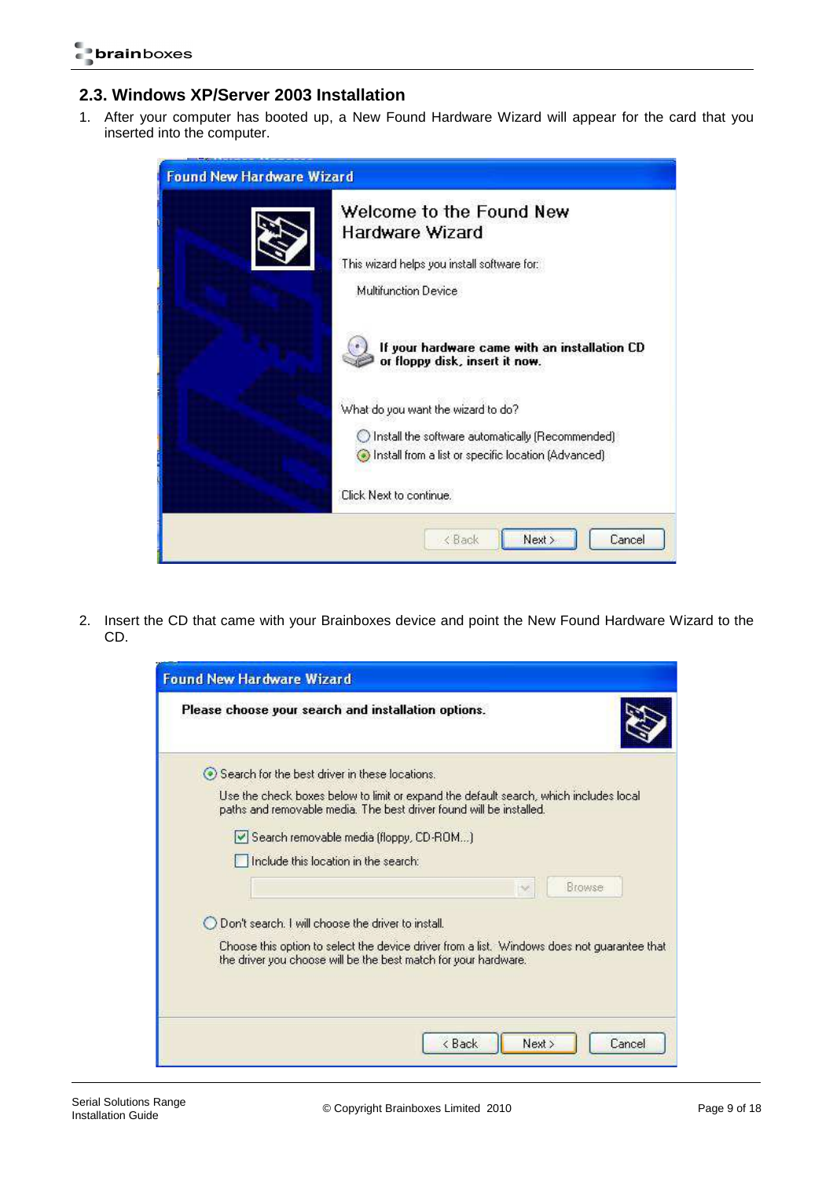## 2.3. Windows XP/Server 2003 Installation

1. After your computer has booted up, a New Found Hardware Wizard will appear for the card that you inserted into the computer.

2. Insert the CD that came with your Brainboxes device and point the New Found Hardware Wizard to the CD.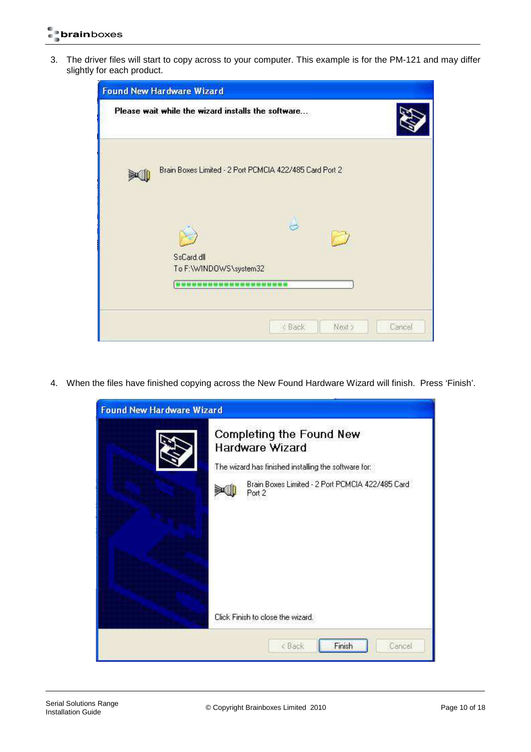3. The driver files will start to copy across to your computer. This example is for the PM-121 and may differ slightly for each product.

4. When the files have finished copying across the New Found Hardware Wizard will finish. Press 'Finish'.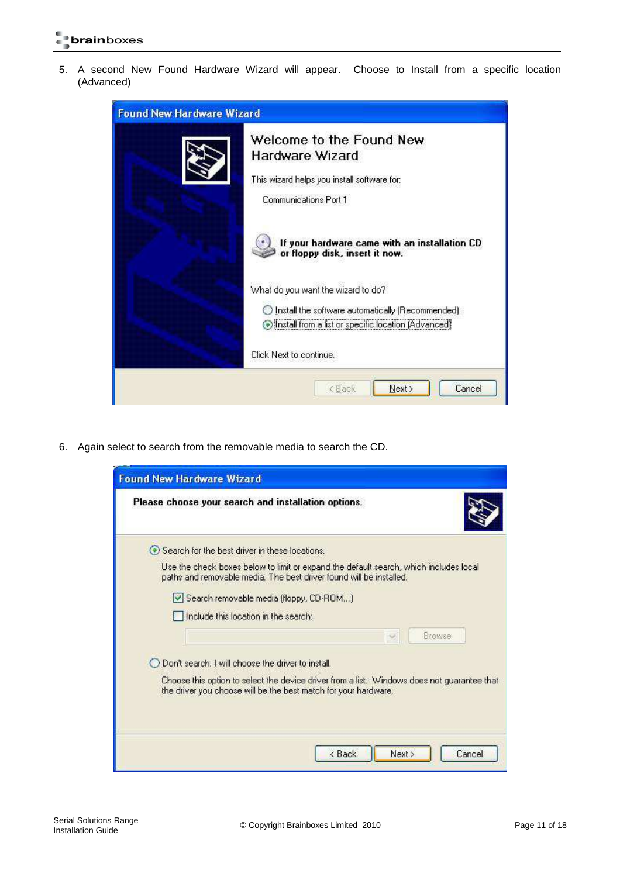5. A second New Found Hardware Wizard will appear. Choose to Install from a specific location (Advanced)

6. Again select to search from the removable media to search the CD.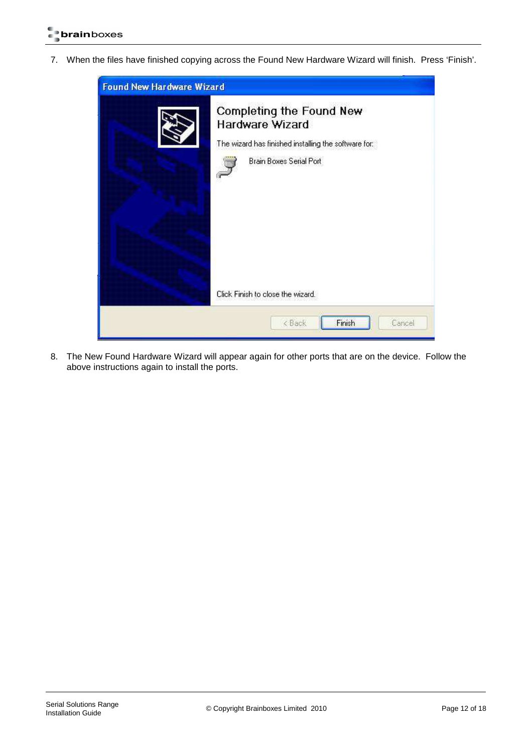7. When the files have finished copying across the Found New Hardware Wizard will finish. Press ‘Finish’.

8. The New Found Hardware Wizard will appear again for other ports that are on the device. Follow the above instructions again to install the ports.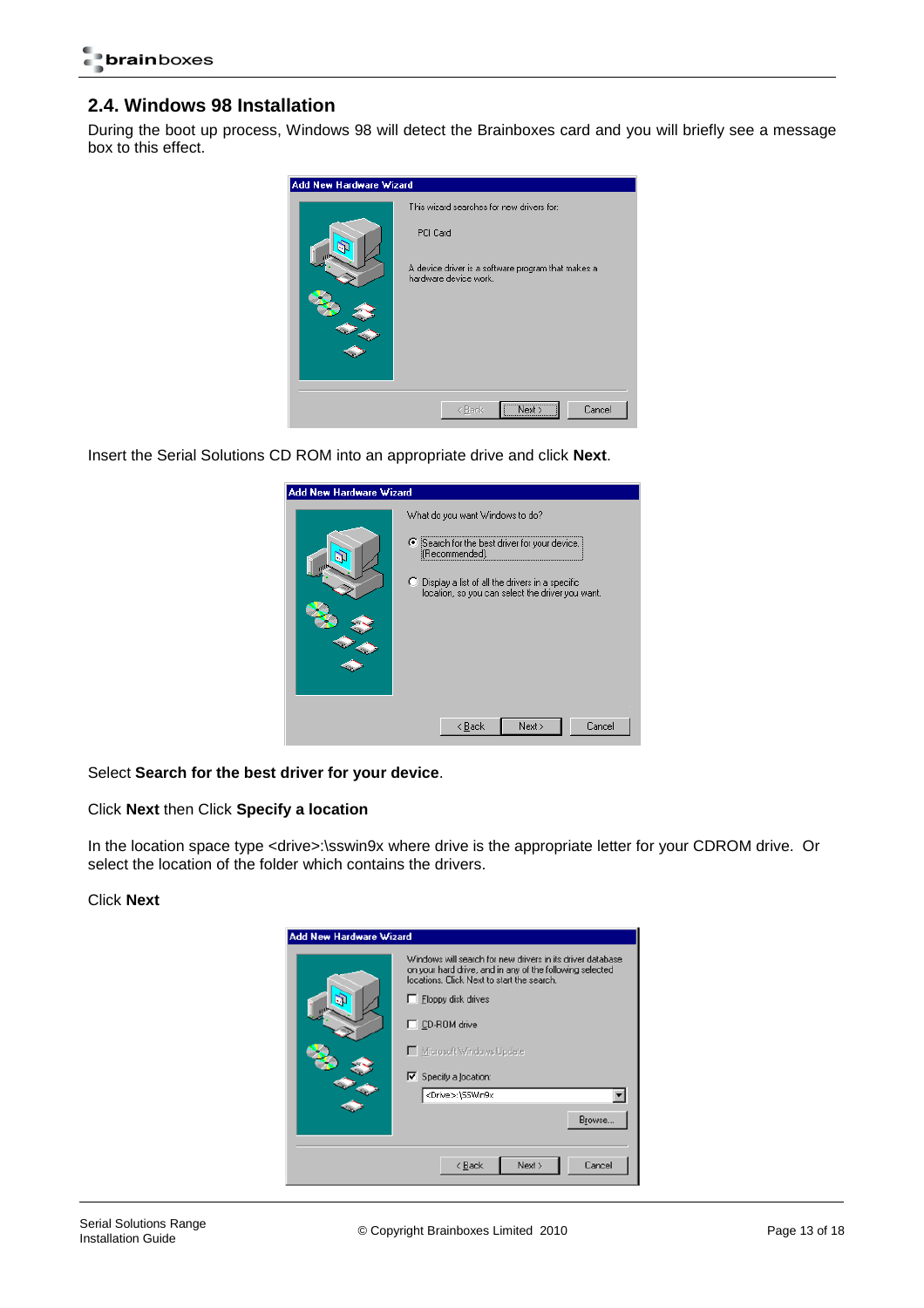## 2.4. Windows 98 Installation

During the boot up process, Windows 98 will detect the Brainboxes card and you will briefly see a message box to this effect.

Insert the Serial Solutions CD ROM into an appropriate drive and click **Next**.

Select **Search for the best driver for your device**.

Click **Next** then Click **Specify a location**

In the location space type <drive>:\sswin9x where drive is the appropriate letter for your CDROM drive.  Or select the location of the folder which contains the drivers.

Click **Next**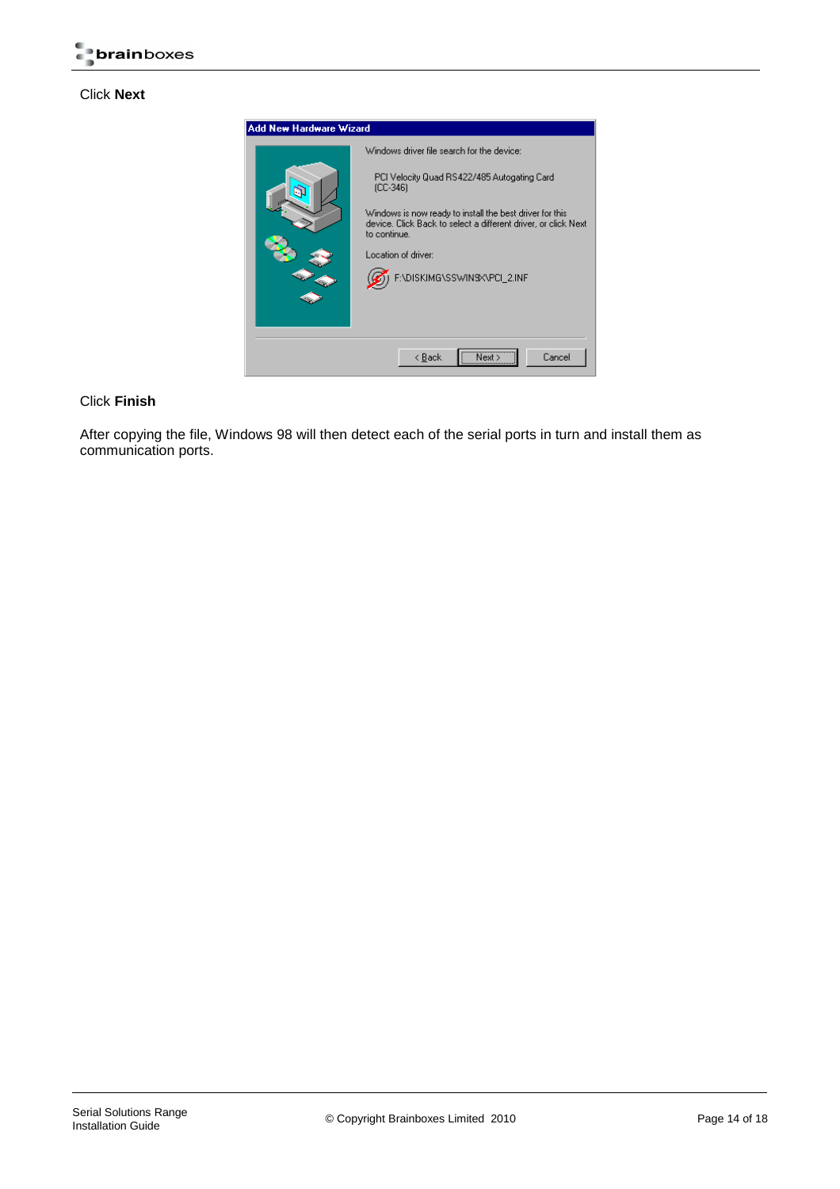Click **Next**

Click **Finish**

After copying the file, Windows 98 will then detect each of the serial ports in turn and install them as communication ports.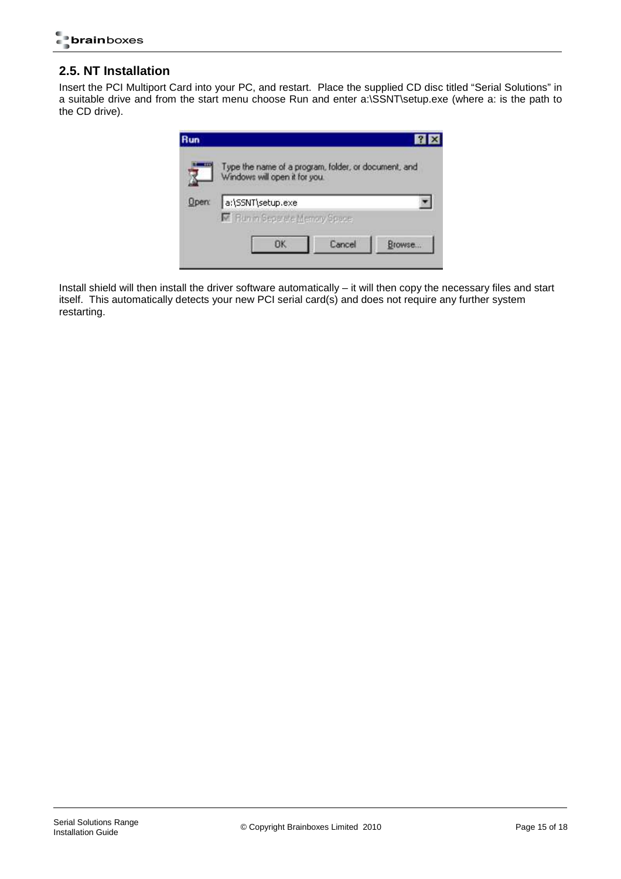## 2.5. NT Installation

Insert the PCI Multiport Card into your PC, and restart. Place the supplied CD disc titled "Serial Solutions" in a suitable drive and from the start menu choose Run and enter a:\SSNT\setup.exe (where a: is the path to the CD drive).

Install shield will then install the driver software automatically – it will then copy the necessary files and start itself. This automatically detects your new PCI serial card(s) and does not require any further system restarting.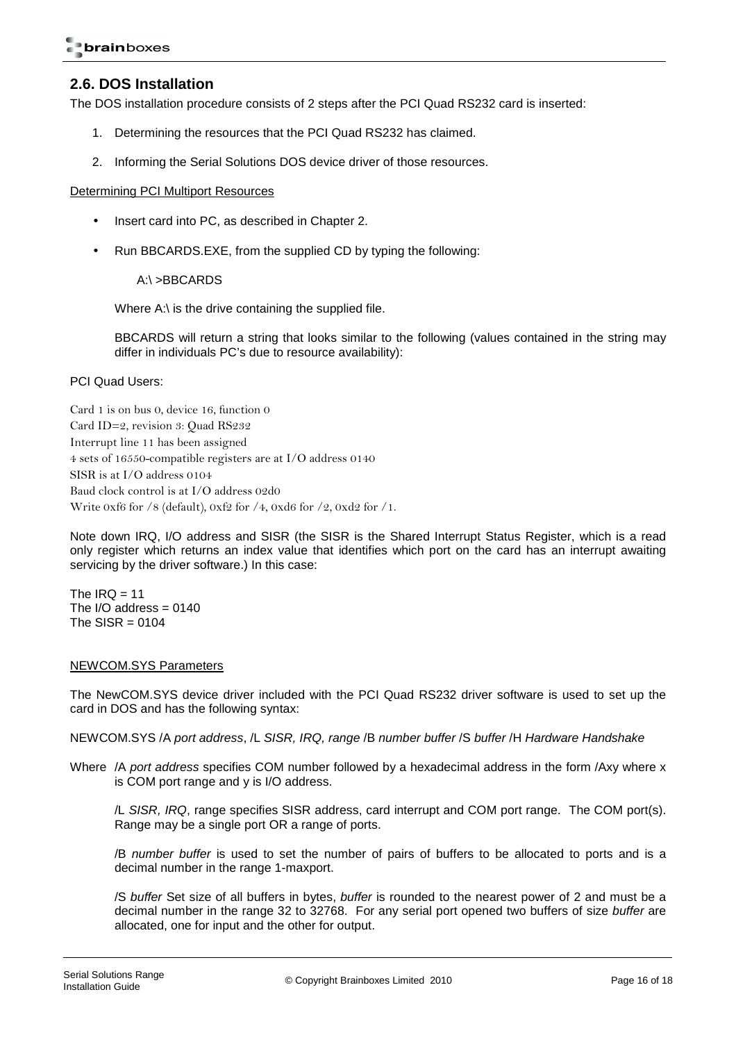## 2.6. DOS Installation

The DOS installation procedure consists of 2 steps after the PCI Quad RS232 card is inserted:

1. Determining the resources that the PCI Quad RS232 has claimed.
2. Informing the Serial Solutions DOS device driver of those resources.

Determining PCI Multiport Resources

- Insert card into PC, as described in Chapter 2.
- Run BBCARDS.EXE, from the supplied CD by typing the following:

  A:\ >BBCARDS

  Where A:\ is the drive containing the supplied file.

  BBCARDS will return a string that looks similar to the following (values contained in the string may differ in individuals PC's due to resource availability):

PCI Quad Users:

```
Card 1 is on bus 0, device 16, function 0
Card ID=2, revision 3: Quad RS232
Interrupt line 11 has been assigned
4 sets of 16550-compatible registers are at I/O address 0140
SISR is at I/O address 0104
Baud clock control is at I/O address 02d0
Write 0xf6 for /8 (default), 0xf2 for /4, 0xd6 for /2, 0xd2 for /1.
```

Note down IRQ, I/O address and SISR (the SISR is the Shared Interrupt Status Register, which is a read only register which returns an index value that identifies which port on the card has an interrupt awaiting servicing by the driver software.) In this case:

The IRQ = 11
The I/O address = 0140
The SISR = 0104

NEWCOM.SYS Parameters

The NewCOM.SYS device driver included with the PCI Quad RS232 driver software is used to set up the card in DOS and has the following syntax:

NEWCOM.SYS /A *port address*, /L *SISR, IRQ, range* /B *number buffer* /S *buffer* /H *Hardware Handshake*

Where /A *port address* specifies COM number followed by a hexadecimal address in the form /Axy where x is COM port range and y is I/O address.

/L *SISR, IRQ*, range specifies SISR address, card interrupt and COM port range. The COM port(s). Range may be a single port OR a range of ports.

/B *number buffer* is used to set the number of pairs of buffers to be allocated to ports and is a decimal number in the range 1-maxport.

/S *buffer* Set size of all buffers in bytes, *buffer* is rounded to the nearest power of 2 and must be a decimal number in the range 32 to 32768. For any serial port opened two buffers of size *buffer* are allocated, one for input and the other for output.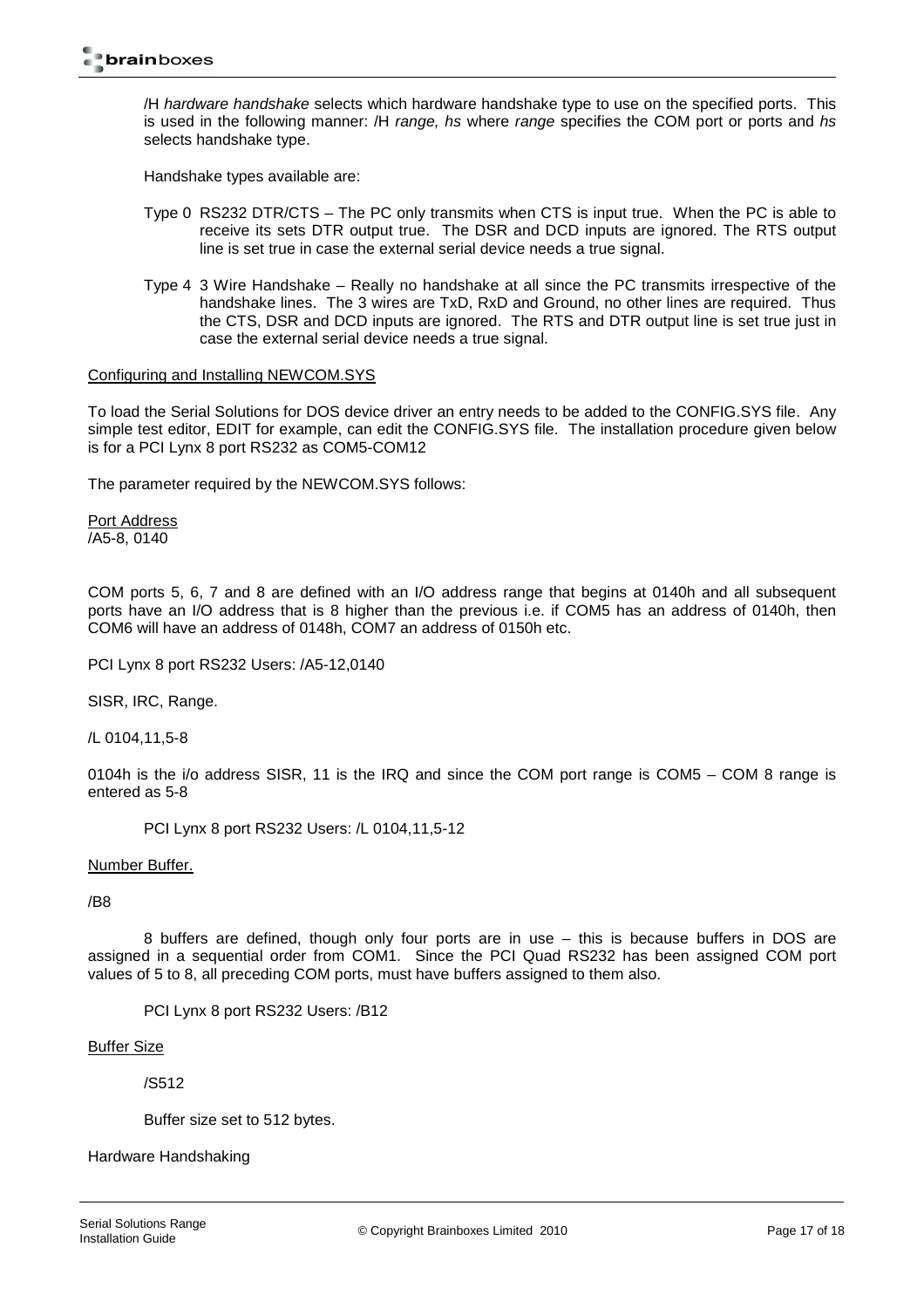/H *hardware handshake* selects which hardware handshake type to use on the specified ports. This is used in the following manner: /H *range, hs* where *range* specifies the COM port or ports and *hs* selects handshake type.

Handshake types available are:

- Type 0 RS232 DTR/CTS – The PC only transmits when CTS is input true. When the PC is able to receive its sets DTR output true. The DSR and DCD inputs are ignored. The RTS output line is set true in case the external serial device needs a true signal.
- Type 4 3 Wire Handshake – Really no handshake at all since the PC transmits irrespective of the handshake lines. The 3 wires are TxD, RxD and Ground, no other lines are required. Thus the CTS, DSR and DCD inputs are ignored. The RTS and DTR output line is set true just in case the external serial device needs a true signal.

## Configuring and Installing NEWCOM.SYS

To load the Serial Solutions for DOS device driver an entry needs to be added to the CONFIG.SYS file. Any simple test editor, EDIT for example, can edit the CONFIG.SYS file. The installation procedure given below is for a PCI Lynx 8 port RS232 as COM5-COM12

The parameter required by the NEWCOM.SYS follows:

Port Address
/A5-8, 0140

COM ports 5, 6, 7 and 8 are defined with an I/O address range that begins at 0140h and all subsequent ports have an I/O address that is 8 higher than the previous i.e. if COM5 has an address of 0140h, then COM6 will have an address of 0148h, COM7 an address of 0150h etc.

PCI Lynx 8 port RS232 Users: /A5-12,0140

SISR, IRC, Range.

/L 0104,11,5-8

0104h is the i/o address SISR, 11 is the IRQ and since the COM port range is COM5 – COM 8 range is entered as 5-8

PCI Lynx 8 port RS232 Users: /L 0104,11,5-12

Number Buffer.

/B8

8 buffers are defined, though only four ports are in use – this is because buffers in DOS are assigned in a sequential order from COM1. Since the PCI Quad RS232 has been assigned COM port values of 5 to 8, all preceding COM ports, must have buffers assigned to them also.

PCI Lynx 8 port RS232 Users: /B12

Buffer Size

/S512

Buffer size set to 512 bytes.

Hardware Handshaking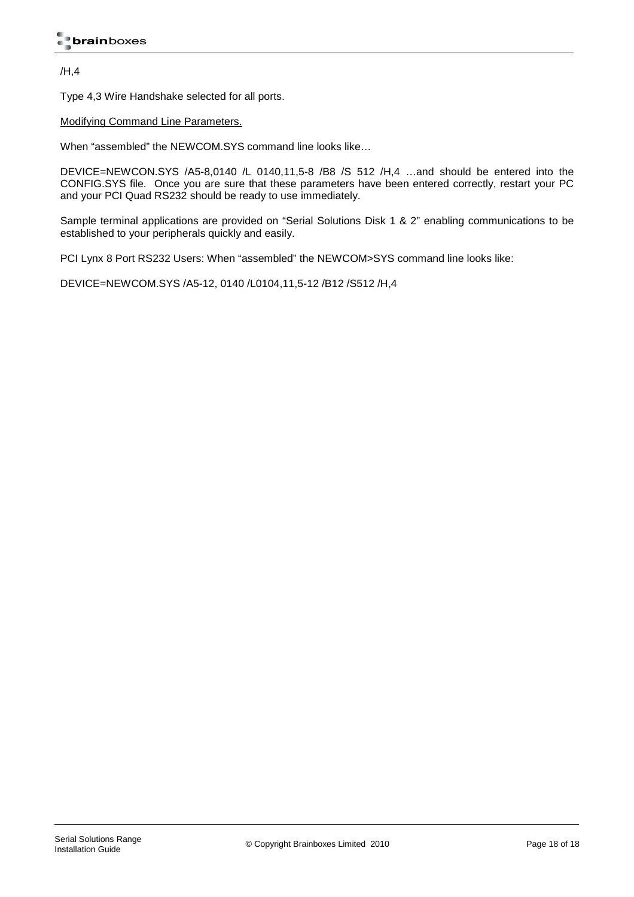/H,4

Type 4,3 Wire Handshake selected for all ports.

<u>Modifying Command Line Parameters.</u>

When “assembled” the NEWCOM.SYS command line looks like…

DEVICE=NEWCON.SYS /A5-8,0140 /L 0140,11,5-8 /B8 /S 512 /H,4 …and should be entered into the CONFIG.SYS file. Once you are sure that these parameters have been entered correctly, restart your PC and your PCI Quad RS232 should be ready to use immediately.

Sample terminal applications are provided on “Serial Solutions Disk 1 & 2” enabling communications to be established to your peripherals quickly and easily.

PCI Lynx 8 Port RS232 Users: When “assembled” the NEWCOM>SYS command line looks like:

DEVICE=NEWCOM.SYS /A5-12, 0140 /L0104,11,5-12 /B12 /S512 /H,4